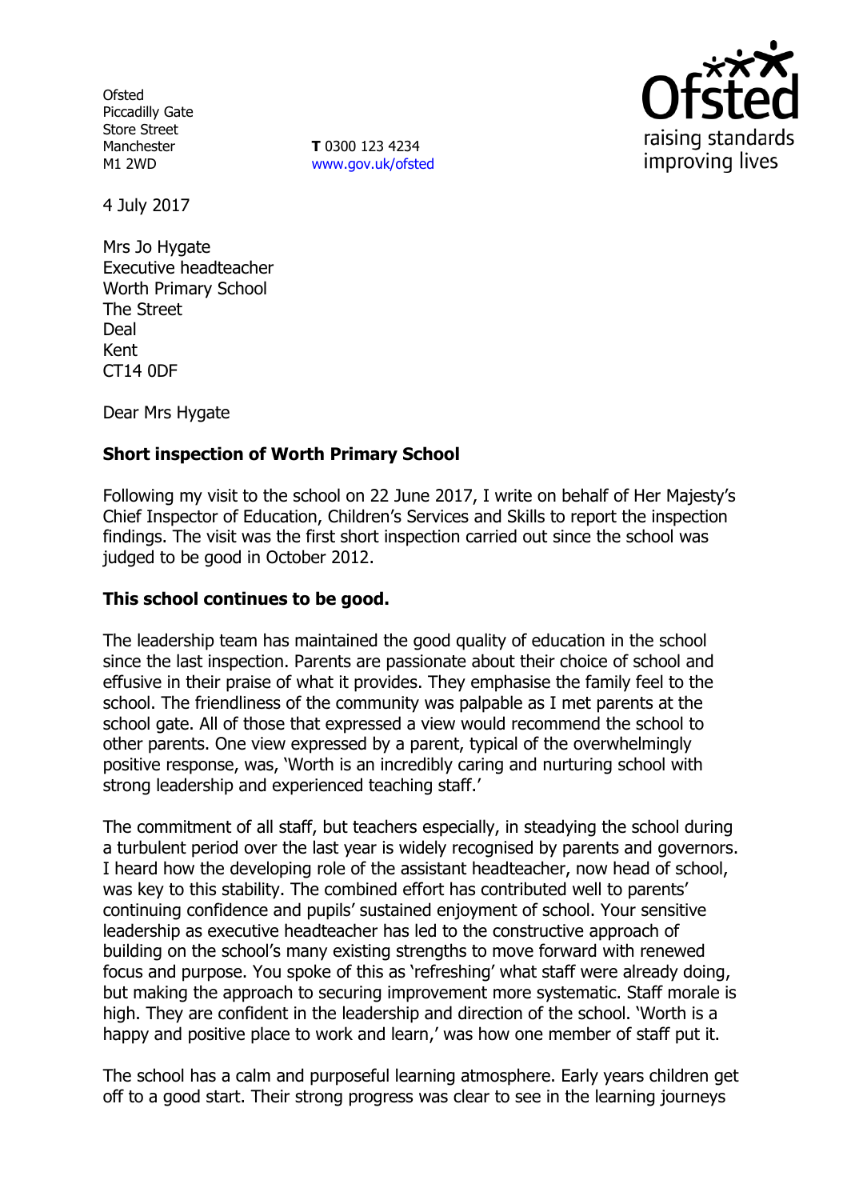Ofsted
Piccadilly Gate
Store Street
Manchester
M1 2WD

**T** 0300 123 4234
www.gov.uk/ofsted

4 July 2017

Mrs Jo Hygate
Executive headteacher
Worth Primary School
The Street
Deal
Kent
CT14 0DF

Dear Mrs Hygate

**Short inspection of Worth Primary School**

Following my visit to the school on 22 June 2017, I write on behalf of Her Majesty's Chief Inspector of Education, Children's Services and Skills to report the inspection findings. The visit was the first short inspection carried out since the school was judged to be good in October 2012.

**This school continues to be good.**

The leadership team has maintained the good quality of education in the school since the last inspection. Parents are passionate about their choice of school and effusive in their praise of what it provides. They emphasise the family feel to the school. The friendliness of the community was palpable as I met parents at the school gate. All of those that expressed a view would recommend the school to other parents. One view expressed by a parent, typical of the overwhelmingly positive response, was, 'Worth is an incredibly caring and nurturing school with strong leadership and experienced teaching staff.'

The commitment of all staff, but teachers especially, in steadying the school during a turbulent period over the last year is widely recognised by parents and governors. I heard how the developing role of the assistant headteacher, now head of school, was key to this stability. The combined effort has contributed well to parents' continuing confidence and pupils' sustained enjoyment of school. Your sensitive leadership as executive headteacher has led to the constructive approach of building on the school's many existing strengths to move forward with renewed focus and purpose. You spoke of this as 'refreshing' what staff were already doing, but making the approach to securing improvement more systematic. Staff morale is high. They are confident in the leadership and direction of the school. 'Worth is a happy and positive place to work and learn,' was how one member of staff put it.

The school has a calm and purposeful learning atmosphere. Early years children get off to a good start. Their strong progress was clear to see in the learning journeys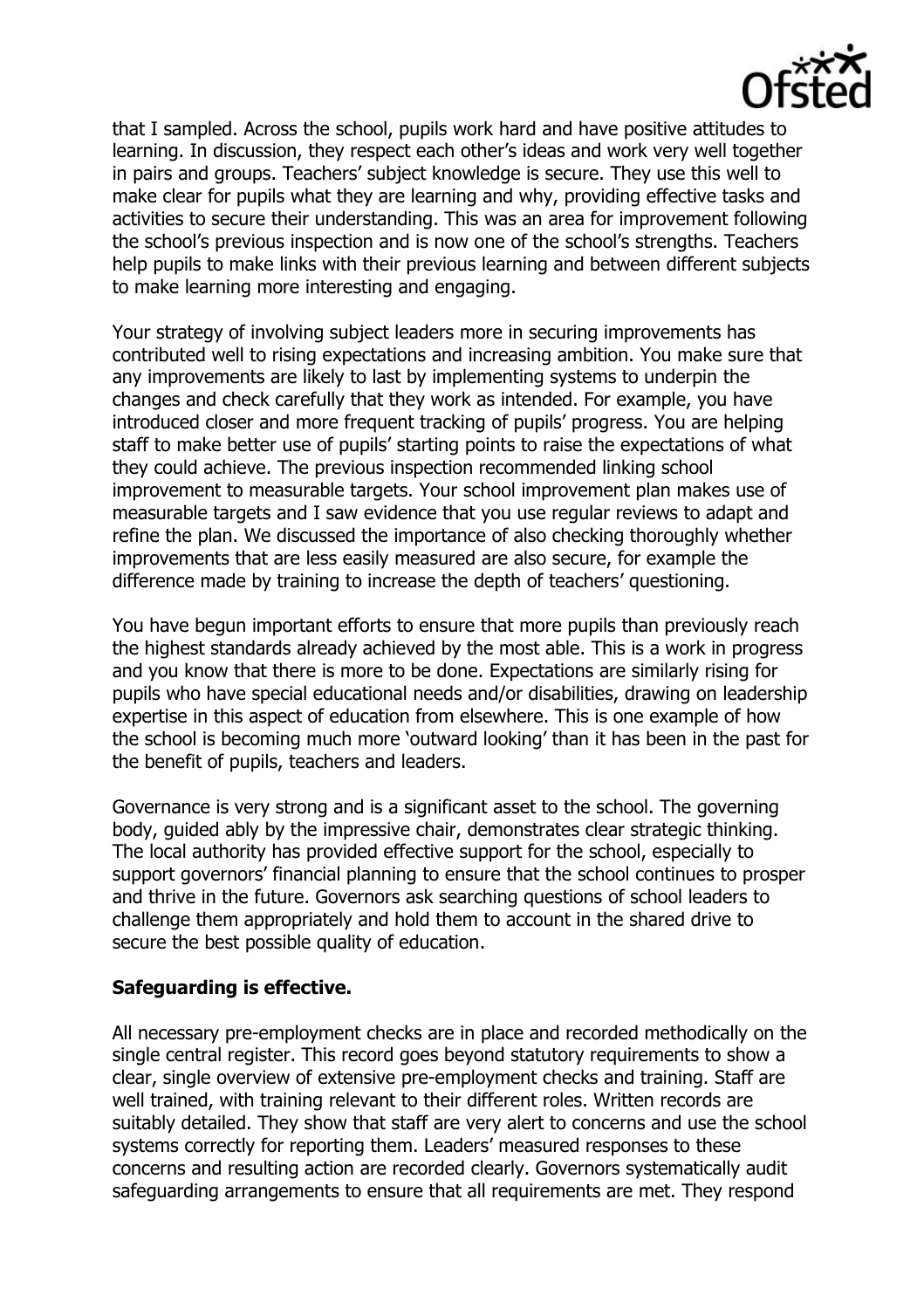that I sampled. Across the school, pupils work hard and have positive attitudes to learning. In discussion, they respect each other's ideas and work very well together in pairs and groups. Teachers' subject knowledge is secure. They use this well to make clear for pupils what they are learning and why, providing effective tasks and activities to secure their understanding. This was an area for improvement following the school's previous inspection and is now one of the school's strengths. Teachers help pupils to make links with their previous learning and between different subjects to make learning more interesting and engaging.

Your strategy of involving subject leaders more in securing improvements has contributed well to rising expectations and increasing ambition. You make sure that any improvements are likely to last by implementing systems to underpin the changes and check carefully that they work as intended. For example, you have introduced closer and more frequent tracking of pupils' progress. You are helping staff to make better use of pupils' starting points to raise the expectations of what they could achieve. The previous inspection recommended linking school improvement to measurable targets. Your school improvement plan makes use of measurable targets and I saw evidence that you use regular reviews to adapt and refine the plan. We discussed the importance of also checking thoroughly whether improvements that are less easily measured are also secure, for example the difference made by training to increase the depth of teachers' questioning.

You have begun important efforts to ensure that more pupils than previously reach the highest standards already achieved by the most able. This is a work in progress and you know that there is more to be done. Expectations are similarly rising for pupils who have special educational needs and/or disabilities, drawing on leadership expertise in this aspect of education from elsewhere. This is one example of how the school is becoming much more 'outward looking' than it has been in the past for the benefit of pupils, teachers and leaders.

Governance is very strong and is a significant asset to the school. The governing body, guided ably by the impressive chair, demonstrates clear strategic thinking. The local authority has provided effective support for the school, especially to support governors' financial planning to ensure that the school continues to prosper and thrive in the future. Governors ask searching questions of school leaders to challenge them appropriately and hold them to account in the shared drive to secure the best possible quality of education.

**Safeguarding is effective.**

All necessary pre-employment checks are in place and recorded methodically on the single central register. This record goes beyond statutory requirements to show a clear, single overview of extensive pre-employment checks and training. Staff are well trained, with training relevant to their different roles. Written records are suitably detailed. They show that staff are very alert to concerns and use the school systems correctly for reporting them. Leaders' measured responses to these concerns and resulting action are recorded clearly. Governors systematically audit safeguarding arrangements to ensure that all requirements are met. They respond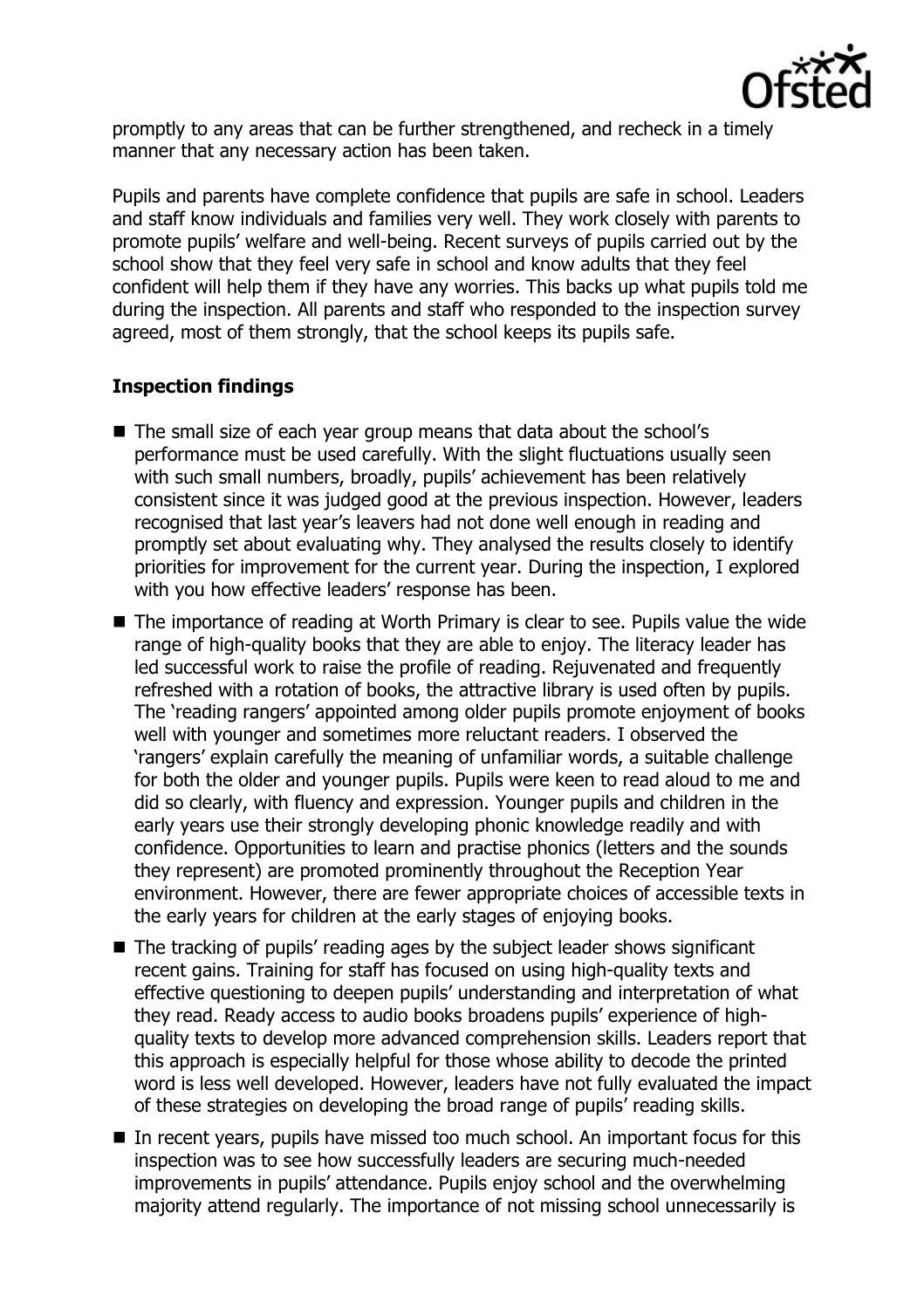promptly to any areas that can be further strengthened, and recheck in a timely manner that any necessary action has been taken.

Pupils and parents have complete confidence that pupils are safe in school. Leaders and staff know individuals and families very well. They work closely with parents to promote pupils' welfare and well-being. Recent surveys of pupils carried out by the school show that they feel very safe in school and know adults that they feel confident will help them if they have any worries. This backs up what pupils told me during the inspection. All parents and staff who responded to the inspection survey agreed, most of them strongly, that the school keeps its pupils safe.

## Inspection findings

- The small size of each year group means that data about the school's performance must be used carefully. With the slight fluctuations usually seen with such small numbers, broadly, pupils' achievement has been relatively consistent since it was judged good at the previous inspection. However, leaders recognised that last year's leavers had not done well enough in reading and promptly set about evaluating why. They analysed the results closely to identify priorities for improvement for the current year. During the inspection, I explored with you how effective leaders' response has been.
- The importance of reading at Worth Primary is clear to see. Pupils value the wide range of high-quality books that they are able to enjoy. The literacy leader has led successful work to raise the profile of reading. Rejuvenated and frequently refreshed with a rotation of books, the attractive library is used often by pupils. The 'reading rangers' appointed among older pupils promote enjoyment of books well with younger and sometimes more reluctant readers. I observed the 'rangers' explain carefully the meaning of unfamiliar words, a suitable challenge for both the older and younger pupils. Pupils were keen to read aloud to me and did so clearly, with fluency and expression. Younger pupils and children in the early years use their strongly developing phonic knowledge readily and with confidence. Opportunities to learn and practise phonics (letters and the sounds they represent) are promoted prominently throughout the Reception Year environment. However, there are fewer appropriate choices of accessible texts in the early years for children at the early stages of enjoying books.
- The tracking of pupils' reading ages by the subject leader shows significant recent gains. Training for staff has focused on using high-quality texts and effective questioning to deepen pupils' understanding and interpretation of what they read. Ready access to audio books broadens pupils' experience of high-quality texts to develop more advanced comprehension skills. Leaders report that this approach is especially helpful for those whose ability to decode the printed word is less well developed. However, leaders have not fully evaluated the impact of these strategies on developing the broad range of pupils' reading skills.
- In recent years, pupils have missed too much school. An important focus for this inspection was to see how successfully leaders are securing much-needed improvements in pupils' attendance. Pupils enjoy school and the overwhelming majority attend regularly. The importance of not missing school unnecessarily is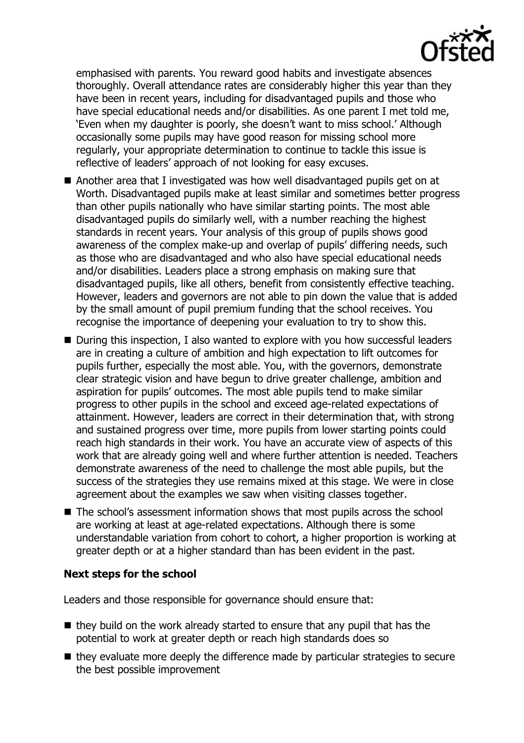emphasised with parents. You reward good habits and investigate absences thoroughly. Overall attendance rates are considerably higher this year than they have been in recent years, including for disadvantaged pupils and those who have special educational needs and/or disabilities. As one parent I met told me, 'Even when my daughter is poorly, she doesn't want to miss school.' Although occasionally some pupils may have good reason for missing school more regularly, your appropriate determination to continue to tackle this issue is reflective of leaders' approach of not looking for easy excuses.

- Another area that I investigated was how well disadvantaged pupils get on at Worth. Disadvantaged pupils make at least similar and sometimes better progress than other pupils nationally who have similar starting points. The most able disadvantaged pupils do similarly well, with a number reaching the highest standards in recent years. Your analysis of this group of pupils shows good awareness of the complex make-up and overlap of pupils' differing needs, such as those who are disadvantaged and who also have special educational needs and/or disabilities. Leaders place a strong emphasis on making sure that disadvantaged pupils, like all others, benefit from consistently effective teaching. However, leaders and governors are not able to pin down the value that is added by the small amount of pupil premium funding that the school receives. You recognise the importance of deepening your evaluation to try to show this.
- During this inspection, I also wanted to explore with you how successful leaders are in creating a culture of ambition and high expectation to lift outcomes for pupils further, especially the most able. You, with the governors, demonstrate clear strategic vision and have begun to drive greater challenge, ambition and aspiration for pupils' outcomes. The most able pupils tend to make similar progress to other pupils in the school and exceed age-related expectations of attainment. However, leaders are correct in their determination that, with strong and sustained progress over time, more pupils from lower starting points could reach high standards in their work. You have an accurate view of aspects of this work that are already going well and where further attention is needed. Teachers demonstrate awareness of the need to challenge the most able pupils, but the success of the strategies they use remains mixed at this stage. We were in close agreement about the examples we saw when visiting classes together.
- The school's assessment information shows that most pupils across the school are working at least at age-related expectations. Although there is some understandable variation from cohort to cohort, a higher proportion is working at greater depth or at a higher standard than has been evident in the past.

### Next steps for the school

Leaders and those responsible for governance should ensure that:

- they build on the work already started to ensure that any pupil that has the potential to work at greater depth or reach high standards does so
- they evaluate more deeply the difference made by particular strategies to secure the best possible improvement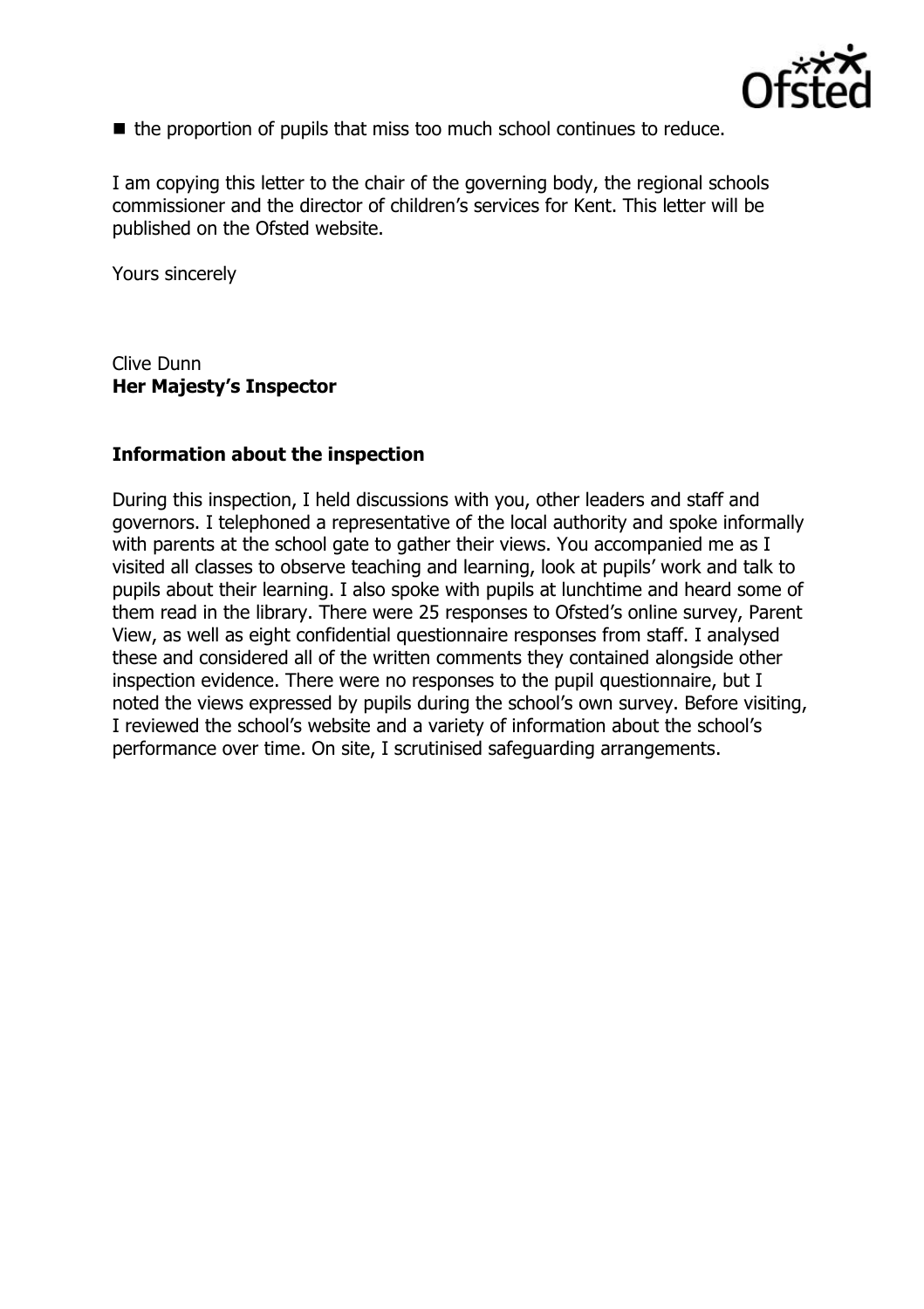- the proportion of pupils that miss too much school continues to reduce.

I am copying this letter to the chair of the governing body, the regional schools commissioner and the director of children's services for Kent. This letter will be published on the Ofsted website.

Yours sincerely

Clive Dunn
**Her Majesty's Inspector**

### Information about the inspection

During this inspection, I held discussions with you, other leaders and staff and governors. I telephoned a representative of the local authority and spoke informally with parents at the school gate to gather their views. You accompanied me as I visited all classes to observe teaching and learning, look at pupils' work and talk to pupils about their learning. I also spoke with pupils at lunchtime and heard some of them read in the library. There were 25 responses to Ofsted's online survey, Parent View, as well as eight confidential questionnaire responses from staff. I analysed these and considered all of the written comments they contained alongside other inspection evidence. There were no responses to the pupil questionnaire, but I noted the views expressed by pupils during the school's own survey. Before visiting, I reviewed the school's website and a variety of information about the school's performance over time. On site, I scrutinised safeguarding arrangements.